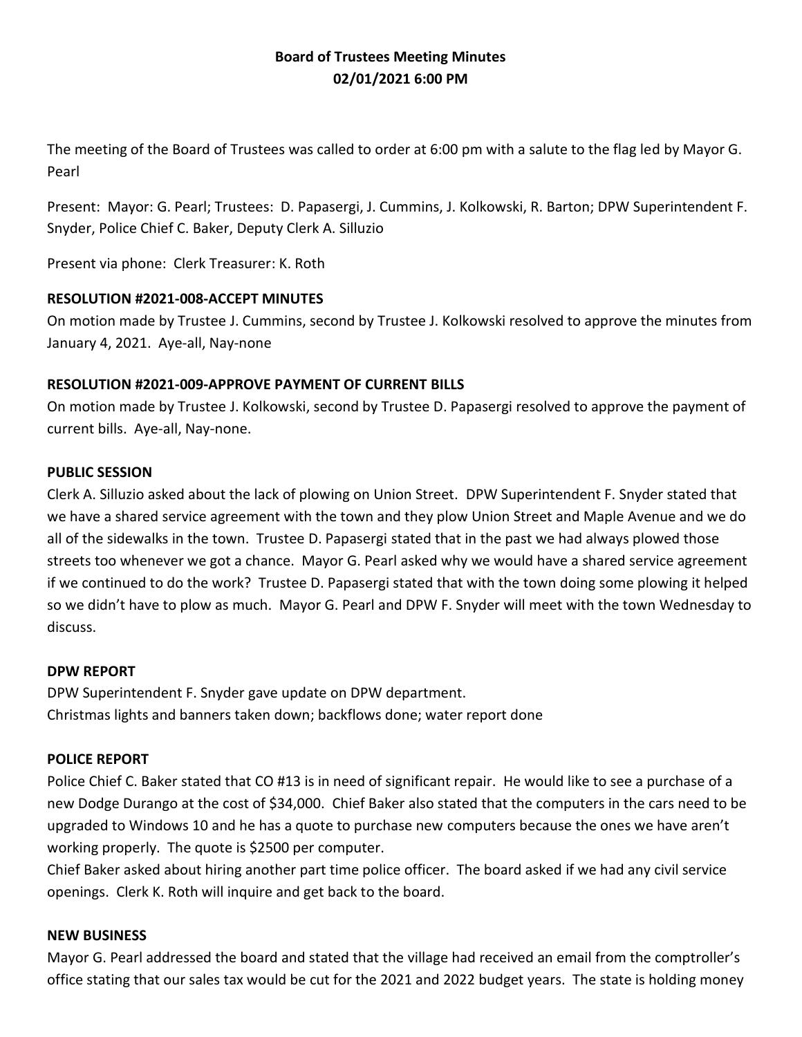**Board of Trustees Meeting Minutes**
**02/01/2021 6:00 PM**

The meeting of the Board of Trustees was called to order at 6:00 pm with a salute to the flag led by Mayor G. Pearl

Present: Mayor: G. Pearl; Trustees: D. Papasergi, J. Cummins, J. Kolkowski, R. Barton; DPW Superintendent F. Snyder, Police Chief C. Baker, Deputy Clerk A. Silluzio

Present via phone: Clerk Treasurer: K. Roth

**RESOLUTION #2021-008-ACCEPT MINUTES**

On motion made by Trustee J. Cummins, second by Trustee J. Kolkowski resolved to approve the minutes from January 4, 2021. Aye-all, Nay-none

**RESOLUTION #2021-009-APPROVE PAYMENT OF CURRENT BILLS**

On motion made by Trustee J. Kolkowski, second by Trustee D. Papasergi resolved to approve the payment of current bills. Aye-all, Nay-none.

**PUBLIC SESSION**

Clerk A. Silluzio asked about the lack of plowing on Union Street. DPW Superintendent F. Snyder stated that we have a shared service agreement with the town and they plow Union Street and Maple Avenue and we do all of the sidewalks in the town. Trustee D. Papasergi stated that in the past we had always plowed those streets too whenever we got a chance. Mayor G. Pearl asked why we would have a shared service agreement if we continued to do the work? Trustee D. Papasergi stated that with the town doing some plowing it helped so we didn't have to plow as much. Mayor G. Pearl and DPW F. Snyder will meet with the town Wednesday to discuss.

**DPW REPORT**

DPW Superintendent F. Snyder gave update on DPW department.
Christmas lights and banners taken down; backflows done; water report done

**POLICE REPORT**

Police Chief C. Baker stated that CO #13 is in need of significant repair. He would like to see a purchase of a new Dodge Durango at the cost of $34,000. Chief Baker also stated that the computers in the cars need to be upgraded to Windows 10 and he has a quote to purchase new computers because the ones we have aren't working properly. The quote is $2500 per computer.
Chief Baker asked about hiring another part time police officer. The board asked if we had any civil service openings. Clerk K. Roth will inquire and get back to the board.

**NEW BUSINESS**

Mayor G. Pearl addressed the board and stated that the village had received an email from the comptroller's office stating that our sales tax would be cut for the 2021 and 2022 budget years. The state is holding money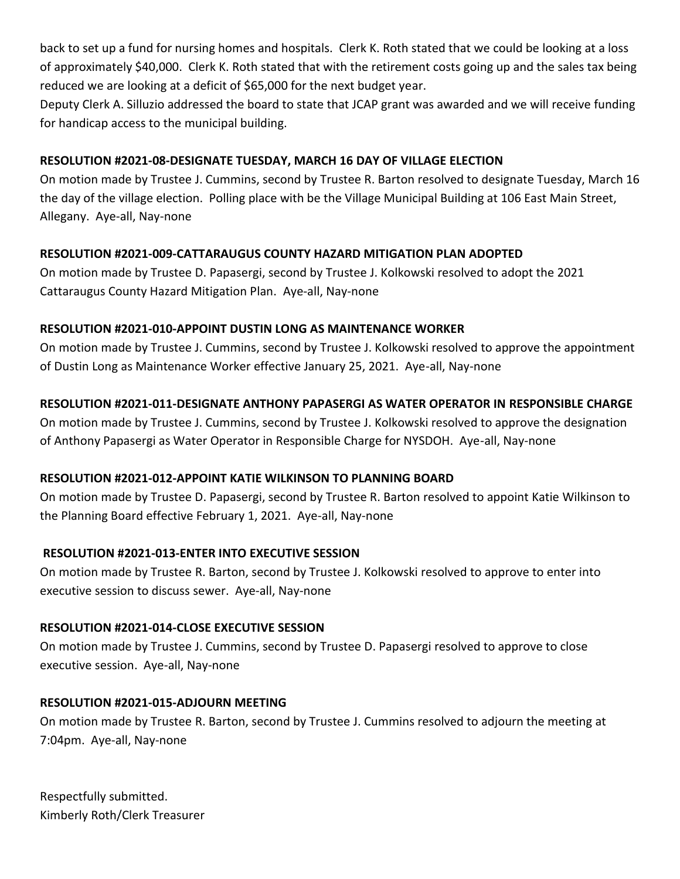back to set up a fund for nursing homes and hospitals. Clerk K. Roth stated that we could be looking at a loss of approximately $40,000. Clerk K. Roth stated that with the retirement costs going up and the sales tax being reduced we are looking at a deficit of $65,000 for the next budget year.

Deputy Clerk A. Silluzio addressed the board to state that JCAP grant was awarded and we will receive funding for handicap access to the municipal building.

**RESOLUTION #2021-08-DESIGNATE TUESDAY, MARCH 16 DAY OF VILLAGE ELECTION**

On motion made by Trustee J. Cummins, second by Trustee R. Barton resolved to designate Tuesday, March 16 the day of the village election. Polling place with be the Village Municipal Building at 106 East Main Street, Allegany. Aye-all, Nay-none

**RESOLUTION #2021-009-CATTARAUGUS COUNTY HAZARD MITIGATION PLAN ADOPTED**

On motion made by Trustee D. Papasergi, second by Trustee J. Kolkowski resolved to adopt the 2021 Cattaraugus County Hazard Mitigation Plan. Aye-all, Nay-none

**RESOLUTION #2021-010-APPOINT DUSTIN LONG AS MAINTENANCE WORKER**

On motion made by Trustee J. Cummins, second by Trustee J. Kolkowski resolved to approve the appointment of Dustin Long as Maintenance Worker effective January 25, 2021. Aye-all, Nay-none

**RESOLUTION #2021-011-DESIGNATE ANTHONY PAPASERGI AS WATER OPERATOR IN RESPONSIBLE CHARGE**

On motion made by Trustee J. Cummins, second by Trustee J. Kolkowski resolved to approve the designation of Anthony Papasergi as Water Operator in Responsible Charge for NYSDOH. Aye-all, Nay-none

**RESOLUTION #2021-012-APPOINT KATIE WILKINSON TO PLANNING BOARD**

On motion made by Trustee D. Papasergi, second by Trustee R. Barton resolved to appoint Katie Wilkinson to the Planning Board effective February 1, 2021. Aye-all, Nay-none

**RESOLUTION #2021-013-ENTER INTO EXECUTIVE SESSION**

On motion made by Trustee R. Barton, second by Trustee J. Kolkowski resolved to approve to enter into executive session to discuss sewer. Aye-all, Nay-none

**RESOLUTION #2021-014-CLOSE EXECUTIVE SESSION**

On motion made by Trustee J. Cummins, second by Trustee D. Papasergi resolved to approve to close executive session. Aye-all, Nay-none

**RESOLUTION #2021-015-ADJOURN MEETING**

On motion made by Trustee R. Barton, second by Trustee J. Cummins resolved to adjourn the meeting at 7:04pm. Aye-all, Nay-none

Respectfully submitted.
Kimberly Roth/Clerk Treasurer